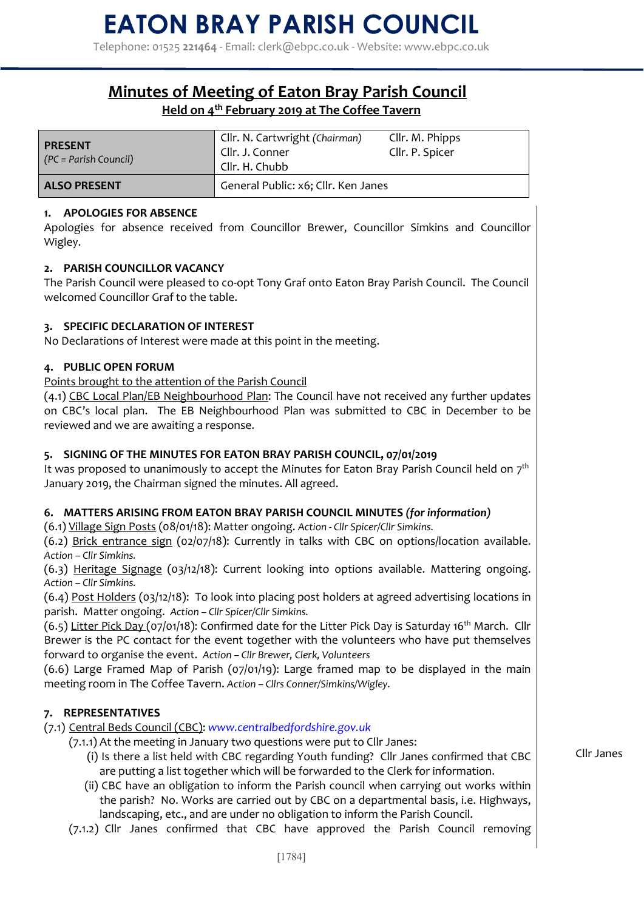# EATON BRAY PARISH COUNCIL

Telephone: 01525 **221464** - Email: clerk@ebpc.co.uk - Website: www.ebpc.co.uk

## Minutes of Meeting of Eaton Bray Parish Council

### Held on 4th February 2019 at The Coffee Tavern

| **PRESENT** *(PC = Parish Council)* | Cllr. N. Cartwright *(Chairman)* Cllr. J. Conner Cllr. H. Chubb | Cllr. M. Phipps Cllr. P. Spicer |
|---|---|---|
| **ALSO PRESENT** | General Public: x6; Cllr. Ken Janes | |

**1. APOLOGIES FOR ABSENCE**

Apologies for absence received from Councillor Brewer, Councillor Simkins and Councillor Wigley.

**2. PARISH COUNCILLOR VACANCY**

The Parish Council were pleased to co-opt Tony Graf onto Eaton Bray Parish Council. The Council welcomed Councillor Graf to the table.

**3. SPECIFIC DECLARATION OF INTEREST**

No Declarations of Interest were made at this point in the meeting.

**4. PUBLIC OPEN FORUM**

Points brought to the attention of the Parish Council

(4.1) CBC Local Plan/EB Neighbourhood Plan: The Council have not received any further updates on CBC's local plan. The EB Neighbourhood Plan was submitted to CBC in December to be reviewed and we are awaiting a response.

**5. SIGNING OF THE MINUTES FOR EATON BRAY PARISH COUNCIL, 07/01/2019**

It was proposed to unanimously to accept the Minutes for Eaton Bray Parish Council held on 7th January 2019, the Chairman signed the minutes. All agreed.

**6. MATTERS ARISING FROM EATON BRAY PARISH COUNCIL MINUTES *(for information)***

(6.1) Village Sign Posts (08/01/18): Matter ongoing. *Action - Cllr Spicer/Cllr Simkins.*

(6.2) Brick entrance sign (02/07/18): Currently in talks with CBC on options/location available. *Action – Cllr Simkins.*

(6.3) Heritage Signage (03/12/18): Current looking into options available. Mattering ongoing. *Action – Cllr Simkins.*

(6.4) Post Holders (03/12/18): To look into placing post holders at agreed advertising locations in parish. Matter ongoing. *Action – Cllr Spicer/Cllr Simkins.*

(6.5) Litter Pick Day (07/01/18): Confirmed date for the Litter Pick Day is Saturday 16th March. Cllr Brewer is the PC contact for the event together with the volunteers who have put themselves forward to organise the event. *Action – Cllr Brewer, Clerk, Volunteers*

(6.6) Large Framed Map of Parish (07/01/19): Large framed map to be displayed in the main meeting room in The Coffee Tavern. *Action – Cllrs Conner/Simkins/Wigley.*

**7. REPRESENTATIVES**

(7.1) Central Beds Council (CBC): *www.centralbedfordshire.gov.uk*

(7.1.1) At the meeting in January two questions were put to Cllr Janes:

(i) Is there a list held with CBC regarding Youth funding? Cllr Janes confirmed that CBC are putting a list together which will be forwarded to the Clerk for information. — *Cllr Janes*

(ii) CBC have an obligation to inform the Parish council when carrying out works within the parish? No. Works are carried out by CBC on a departmental basis, i.e. Highways, landscaping, etc., and are under no obligation to inform the Parish Council.

(7.1.2) Cllr Janes confirmed that CBC have approved the Parish Council removing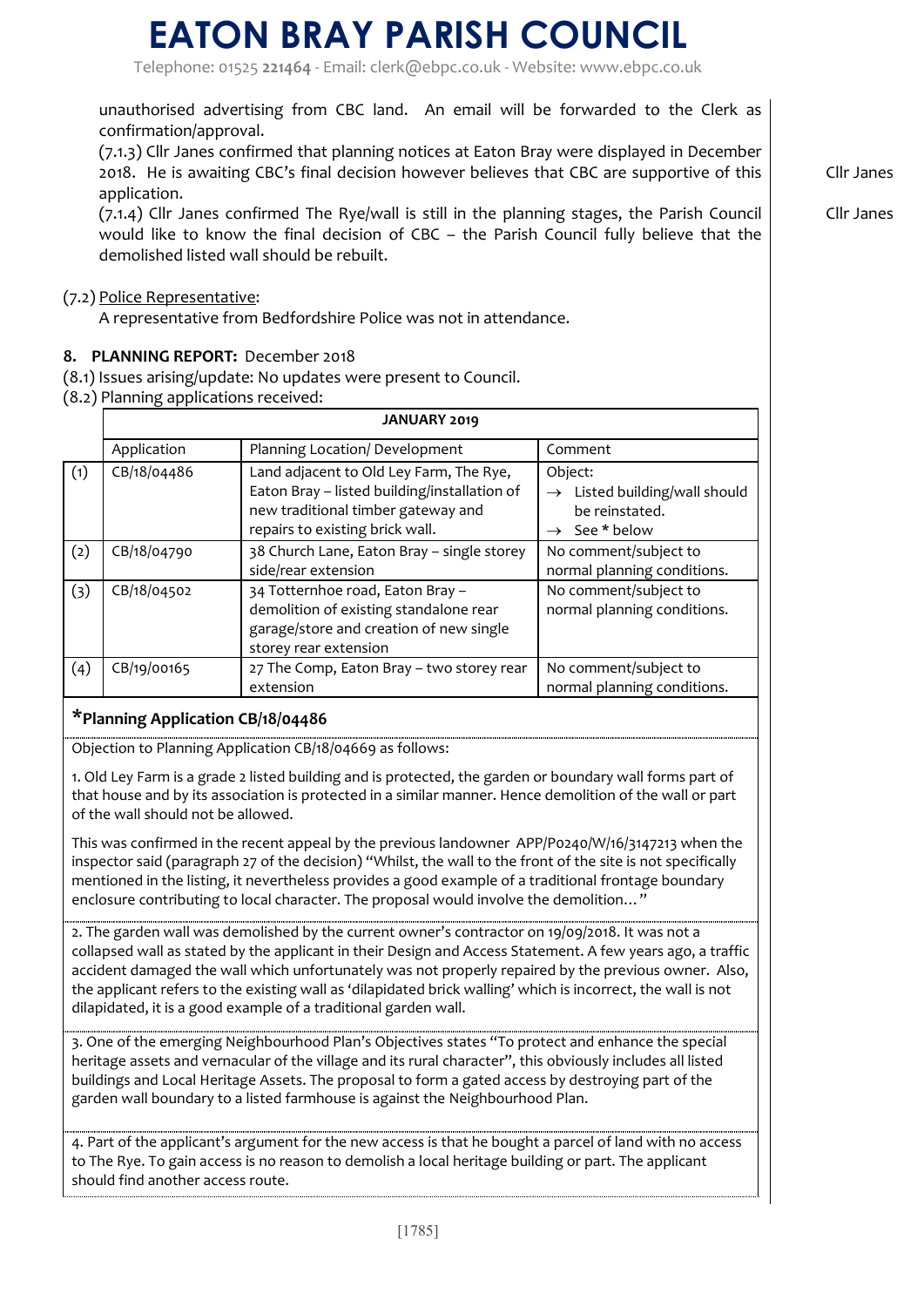unauthorised advertising from CBC land. An email will be forwarded to the Clerk as confirmation/approval.

(7.1.3) Cllr Janes confirmed that planning notices at Eaton Bray were displayed in December 2018. He is awaiting CBC's final decision however believes that CBC are supportive of this application. — Cllr Janes

(7.1.4) Cllr Janes confirmed The Rye/wall is still in the planning stages, the Parish Council would like to know the final decision of CBC – the Parish Council fully believe that the demolished listed wall should be rebuilt. — Cllr Janes

(7.2) Police Representative:

A representative from Bedfordshire Police was not in attendance.

**8. PLANNING REPORT:** December 2018

(8.1) Issues arising/update: No updates were present to Council.

(8.2) Planning applications received:

| | **JANUARY 2019** | | |
|---|---|---|---|
| | Application | Planning Location/ Development | Comment |
| (1) | CB/18/04486 | Land adjacent to Old Ley Farm, The Rye, Eaton Bray – listed building/installation of new traditional timber gateway and repairs to existing brick wall. | Object: → Listed building/wall should be reinstated. → See * below |
| (2) | CB/18/04790 | 38 Church Lane, Eaton Bray – single storey side/rear extension | No comment/subject to normal planning conditions. |
| (3) | CB/18/04502 | 34 Totternhoe road, Eaton Bray – demolition of existing standalone rear garage/store and creation of new single storey rear extension | No comment/subject to normal planning conditions. |
| (4) | CB/19/00165 | 27 The Comp, Eaton Bray – two storey rear extension | No comment/subject to normal planning conditions. |

**\*Planning Application CB/18/04486**

Objection to Planning Application CB/18/04669 as follows:

1. Old Ley Farm is a grade 2 listed building and is protected, the garden or boundary wall forms part of that house and by its association is protected in a similar manner. Hence demolition of the wall or part of the wall should not be allowed.

This was confirmed in the recent appeal by the previous landowner APP/P0240/W/16/3147213 when the inspector said (paragraph 27 of the decision) "Whilst, the wall to the front of the site is not specifically mentioned in the listing, it nevertheless provides a good example of a traditional frontage boundary enclosure contributing to local character. The proposal would involve the demolition…"

2. The garden wall was demolished by the current owner's contractor on 19/09/2018. It was not a collapsed wall as stated by the applicant in their Design and Access Statement. A few years ago, a traffic accident damaged the wall which unfortunately was not properly repaired by the previous owner. Also, the applicant refers to the existing wall as 'dilapidated brick walling' which is incorrect, the wall is not dilapidated, it is a good example of a traditional garden wall.

3. One of the emerging Neighbourhood Plan's Objectives states "To protect and enhance the special heritage assets and vernacular of the village and its rural character", this obviously includes all listed buildings and Local Heritage Assets. The proposal to form a gated access by destroying part of the garden wall boundary to a listed farmhouse is against the Neighbourhood Plan.

4. Part of the applicant's argument for the new access is that he bought a parcel of land with no access to The Rye. To gain access is no reason to demolish a local heritage building or part. The applicant should find another access route.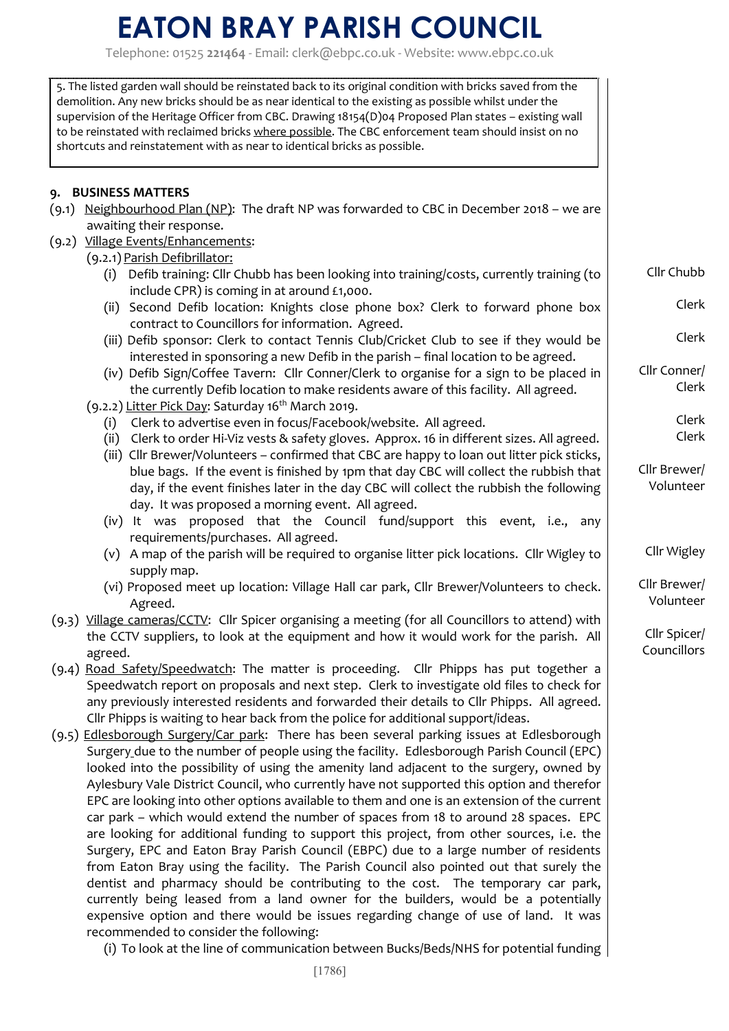5. The listed garden wall should be reinstated back to its original condition with bricks saved from the demolition. Any new bricks should be as near identical to the existing as possible whilst under the supervision of the Heritage Officer from CBC. Drawing 18154(D)04 Proposed Plan states – existing wall to be reinstated with reclaimed bricks where possible. The CBC enforcement team should insist on no shortcuts and reinstatement with as near to identical bricks as possible.

## 9. BUSINESS MATTERS

(9.1) Neighbourhood Plan (NP): The draft NP was forwarded to CBC in December 2018 – we are awaiting their response.

(9.2) Village Events/Enhancements:

(9.2.1) Parish Defibrillator:

(i) Defib training: Cllr Chubb has been looking into training/costs, currently training (to include CPR) is coming in at around £1,000. — **Cllr Chubb**

(ii) Second Defib location: Knights close phone box? Clerk to forward phone box contract to Councillors for information. Agreed. — **Clerk**

(iii) Defib sponsor: Clerk to contact Tennis Club/Cricket Club to see if they would be interested in sponsoring a new Defib in the parish – final location to be agreed. — **Clerk**

(iv) Defib Sign/Coffee Tavern: Cllr Conner/Clerk to organise for a sign to be placed in the currently Defib location to make residents aware of this facility. All agreed. — **Cllr Conner/ Clerk**

(9.2.2) Litter Pick Day: Saturday 16th March 2019.

(i) Clerk to advertise even in focus/Facebook/website. All agreed. — **Clerk**

(ii) Clerk to order Hi-Viz vests & safety gloves. Approx. 16 in different sizes. All agreed. — **Clerk**

(iii) Cllr Brewer/Volunteers – confirmed that CBC are happy to loan out litter pick sticks, blue bags. If the event is finished by 1pm that day CBC will collect the rubbish that day, if the event finishes later in the day CBC will collect the rubbish the following day. It was proposed a morning event. All agreed. — **Cllr Brewer/ Volunteer**

(iv) It was proposed that the Council fund/support this event, i.e., any requirements/purchases. All agreed.

(v) A map of the parish will be required to organise litter pick locations. Cllr Wigley to supply map. — **Cllr Wigley**

(vi) Proposed meet up location: Village Hall car park, Cllr Brewer/Volunteers to check. Agreed. — **Cllr Brewer/ Volunteer**

(9.3) Village cameras/CCTV: Cllr Spicer organising a meeting (for all Councillors to attend) with the CCTV suppliers, to look at the equipment and how it would work for the parish. All agreed. — **Cllr Spicer/ Councillors**

(9.4) Road Safety/Speedwatch: The matter is proceeding. Cllr Phipps has put together a Speedwatch report on proposals and next step. Clerk to investigate old files to check for any previously interested residents and forwarded their details to Cllr Phipps. All agreed. Cllr Phipps is waiting to hear back from the police for additional support/ideas.

(9.5) Edlesborough Surgery/Car park: There has been several parking issues at Edlesborough Surgery due to the number of people using the facility. Edlesborough Parish Council (EPC) looked into the possibility of using the amenity land adjacent to the surgery, owned by Aylesbury Vale District Council, who currently have not supported this option and therefor EPC are looking into other options available to them and one is an extension of the current car park – which would extend the number of spaces from 18 to around 28 spaces. EPC are looking for additional funding to support this project, from other sources, i.e. the Surgery, EPC and Eaton Bray Parish Council (EBPC) due to a large number of residents from Eaton Bray using the facility. The Parish Council also pointed out that surely the dentist and pharmacy should be contributing to the cost. The temporary car park, currently being leased from a land owner for the builders, would be a potentially expensive option and there would be issues regarding change of use of land. It was recommended to consider the following:

(i) To look at the line of communication between Bucks/Beds/NHS for potential funding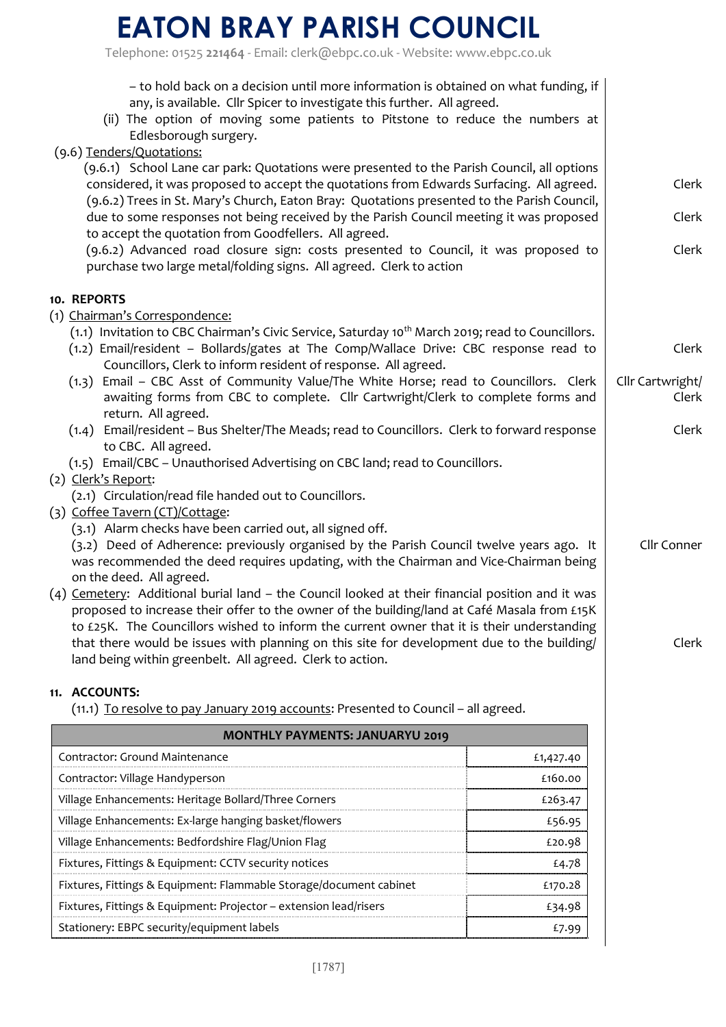– to hold back on a decision until more information is obtained on what funding, if any, is available. Cllr Spicer to investigate this further. All agreed.

(ii) The option of moving some patients to Pitstone to reduce the numbers at Edlesborough surgery.

(9.6) Tenders/Quotations:

(9.6.1) School Lane car park: Quotations were presented to the Parish Council, all options considered, it was proposed to accept the quotations from Edwards Surfacing. All agreed. — Clerk

(9.6.2) Trees in St. Mary's Church, Eaton Bray: Quotations presented to the Parish Council, due to some responses not being received by the Parish Council meeting it was proposed to accept the quotation from Goodfellers. All agreed. — Clerk

(9.6.2) Advanced road closure sign: costs presented to Council, it was proposed to purchase two large metal/folding signs. All agreed. Clerk to action — Clerk

**10. REPORTS**

(1) Chairman's Correspondence:

(1.1) Invitation to CBC Chairman's Civic Service, Saturday 10th March 2019; read to Councillors.

(1.2) Email/resident – Bollards/gates at The Comp/Wallace Drive: CBC response read to Councillors, Clerk to inform resident of response. All agreed. — Clerk

(1.3) Email – CBC Asst of Community Value/The White Horse; read to Councillors. Clerk awaiting forms from CBC to complete. Cllr Cartwright/Clerk to complete forms and return. All agreed. — Cllr Cartwright/ Clerk

(1.4) Email/resident – Bus Shelter/The Meads; read to Councillors. Clerk to forward response to CBC. All agreed. — Clerk

(1.5) Email/CBC – Unauthorised Advertising on CBC land; read to Councillors.

(2) Clerk's Report:

(2.1) Circulation/read file handed out to Councillors.

(3) Coffee Tavern (CT)/Cottage:

(3.1) Alarm checks have been carried out, all signed off.

(3.2) Deed of Adherence: previously organised by the Parish Council twelve years ago. It was recommended the deed requires updating, with the Chairman and Vice-Chairman being on the deed. All agreed. — Cllr Conner

(4) Cemetery: Additional burial land – the Council looked at their financial position and it was proposed to increase their offer to the owner of the building/land at Café Masala from £15K to £25K. The Councillors wished to inform the current owner that it is their understanding that there would be issues with planning on this site for development due to the building/ land being within greenbelt. All agreed. Clerk to action. — Clerk

**11. ACCOUNTS:**

(11.1) To resolve to pay January 2019 accounts: Presented to Council – all agreed.

| MONTHLY PAYMENTS: JANUARYU 2019 | |
|---|---|
| Contractor: Ground Maintenance | £1,427.40 |
| Contractor: Village Handyperson | £160.00 |
| Village Enhancements: Heritage Bollard/Three Corners | £263.47 |
| Village Enhancements: Ex-large hanging basket/flowers | £56.95 |
| Village Enhancements: Bedfordshire Flag/Union Flag | £20.98 |
| Fixtures, Fittings & Equipment: CCTV security notices | £4.78 |
| Fixtures, Fittings & Equipment: Flammable Storage/document cabinet | £170.28 |
| Fixtures, Fittings & Equipment: Projector – extension lead/risers | £34.98 |
| Stationery: EBPC security/equipment labels | £7.99 |

[1787]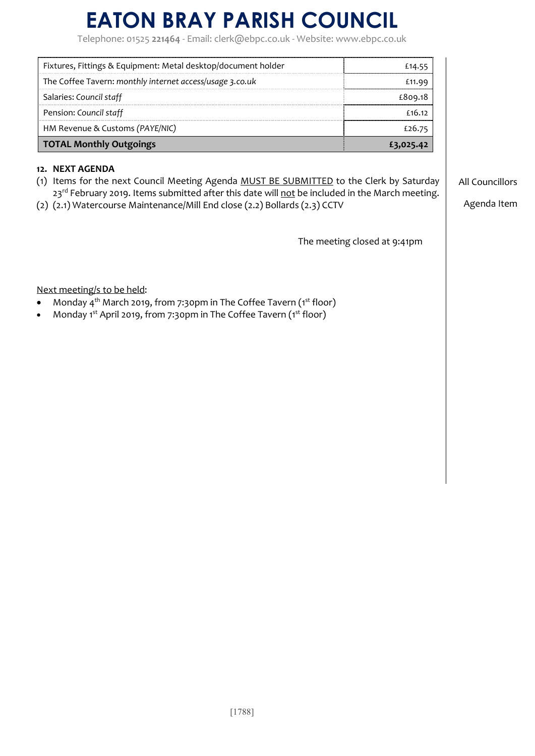| | |
|---|---|
| Fixtures, Fittings & Equipment: Metal desktop/document holder | £14.55 |
| The Coffee Tavern: *monthly internet access/usage 3.co.uk* | £11.99 |
| Salaries: *Council staff* | £809.18 |
| Pension: *Council staff* | £16.12 |
| HM Revenue & Customs *(PAYE/NIC)* | £26.75 |
| **TOTAL Monthly Outgoings** | **£3,025.42** |

**12. NEXT AGENDA**

(1) Items for the next Council Meeting Agenda MUST BE SUBMITTED to the Clerk by Saturday 23rd February 2019. Items submitted after this date will not be included in the March meeting. — All Councillors

(2) (2.1) Watercourse Maintenance/Mill End close (2.2) Bollards (2.3) CCTV — Agenda Item

The meeting closed at 9:41pm

Next meeting/s to be held:

- Monday 4th March 2019, from 7:30pm in The Coffee Tavern (1st floor)
- Monday 1st April 2019, from 7:30pm in The Coffee Tavern (1st floor)

[1788]